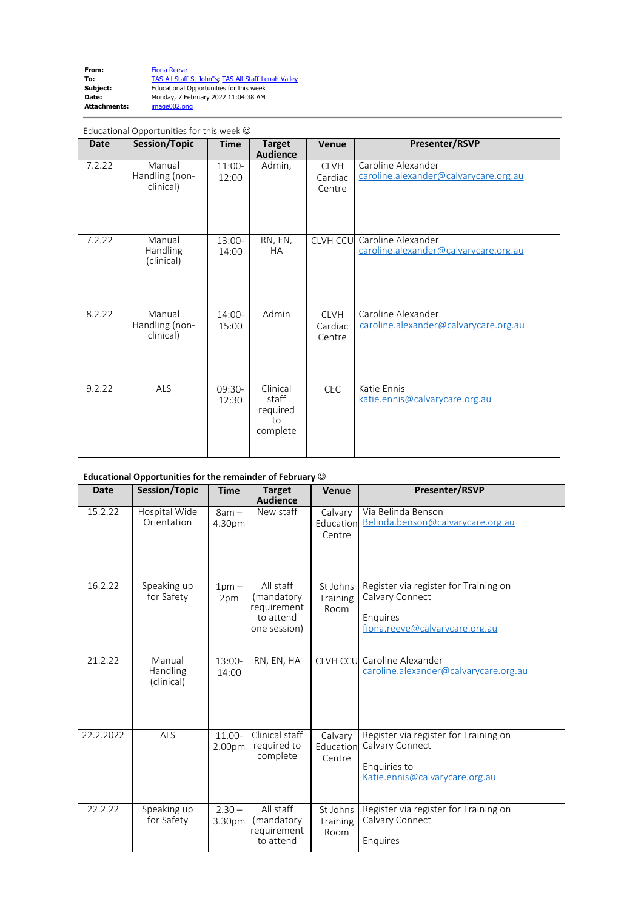**From:** [Fiona Reeve](mailto:)
**To:** TAS-All-Staff-St John"s; TAS-All-Staff-Lenah Valley
**Subject:** Educational Opportunities for this week
**Date:** Monday, 7 February 2022 11:04:38 AM
**Attachments:** image002.png

---

Educational Opportunities for this week ☺

| Date | Session/Topic | Time | Target Audience | Venue | Presenter/RSVP |
|---|---|---|---|---|---|
| 7.2.22 | Manual Handling (non-clinical) | 11:00-12:00 | Admin, | CLVH Cardiac Centre | Caroline Alexander caroline.alexander@calvarycare.org.au |
| 7.2.22 | Manual Handling (clinical) | 13:00-14:00 | RN, EN, HA | CLVH CCU | Caroline Alexander caroline.alexander@calvarycare.org.au |
| 8.2.22 | Manual Handling (non-clinical) | 14:00-15:00 | Admin | CLVH Cardiac Centre | Caroline Alexander caroline.alexander@calvarycare.org.au |
| 9.2.22 | ALS | 09:30-12:30 | Clinical staff required to complete | CEC | Katie Ennis katie.ennis@calvarycare.org.au |

**Educational Opportunities for the remainder of February** ☺

| Date | Session/Topic | Time | Target Audience | Venue | Presenter/RSVP |
|---|---|---|---|---|---|
| 15.2.22 | Hospital Wide Orientation | 8am – 4.30pm | New staff | Calvary Education Centre | Via Belinda Benson Belinda.benson@calvarycare.org.au |
| 16.2.22 | Speaking up for Safety | 1pm – 2pm | All staff (mandatory requirement to attend one session) | St Johns Training Room | Register via register for Training on Calvary Connect<br><br>Enquires fiona.reeve@calvarycare.org.au |
| 21.2.22 | Manual Handling (clinical) | 13:00-14:00 | RN, EN, HA | CLVH CCU | Caroline Alexander caroline.alexander@calvarycare.org.au |
| 22.2.2022 | ALS | 11.00-2.00pm | Clinical staff required to complete | Calvary Education Centre | Register via register for Training on Calvary Connect<br><br>Enquiries to Katie.ennis@calvarycare.org.au |
| 22.2.22 | Speaking up for Safety | 2.30 – 3.30pm | All staff (mandatory requirement to attend | St Johns Training Room | Register via register for Training on Calvary Connect<br><br>Enquires |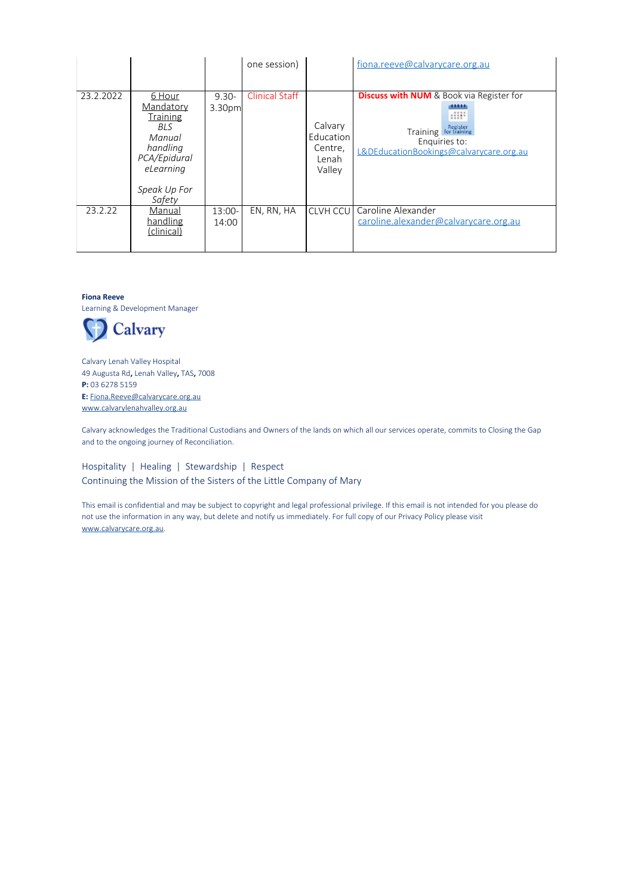| | | | | | |
|---|---|---|---|---|---|
| | | | one session) | | fiona.reeve@calvarycare.org.au |
| 23.2.2022 | 6 Hour Mandatory Training *BLS* *Manual handling* *PCA/Epidural* *eLearning* *Speak Up For Safety* | 9.30-3.30pm | Clinical Staff | Calvary Education Centre, Lenah Valley | **Discuss with NUM** & Book via Register for Training Register for training Enquiries to: L&DEducationBookings@calvarycare.org.au |
| 23.2.22 | Manual handling (clinical) | 13:00-14:00 | EN, RN, HA | CLVH CCU | Caroline Alexander caroline.alexander@calvarycare.org.au |

**Fiona Reeve**
Learning & Development Manager

Calvary

Calvary Lenah Valley Hospital
49 Augusta Rd, Lenah Valley, TAS, 7008
**P:** 03 6278 5159
**E:** Fiona.Reeve@calvarycare.org.au
www.calvarylenahvalley.org.au

Calvary acknowledges the Traditional Custodians and Owners of the lands on which all our services operate, commits to Closing the Gap and to the ongoing journey of Reconciliation.

Hospitality | Healing | Stewardship | Respect
Continuing the Mission of the Sisters of the Little Company of Mary

This email is confidential and may be subject to copyright and legal professional privilege. If this email is not intended for you please do not use the information in any way, but delete and notify us immediately. For full copy of our Privacy Policy please visit www.calvarycare.org.au.